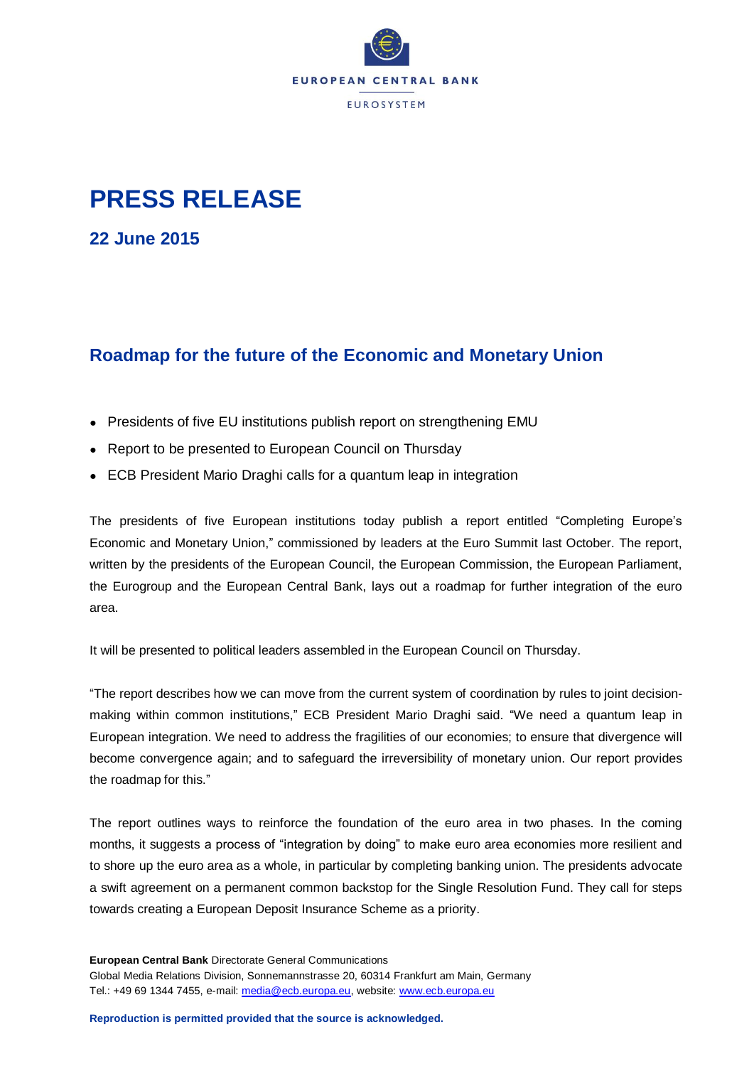EUROPEAN CENTRAL BANK

EUROSYSTEM

# PRESS RELEASE

## 22 June 2015

## Roadmap for the future of the Economic and Monetary Union

- Presidents of five EU institutions publish report on strengthening EMU
- Report to be presented to European Council on Thursday
- ECB President Mario Draghi calls for a quantum leap in integration

The presidents of five European institutions today publish a report entitled "Completing Europe's Economic and Monetary Union," commissioned by leaders at the Euro Summit last October. The report, written by the presidents of the European Council, the European Commission, the European Parliament, the Eurogroup and the European Central Bank, lays out a roadmap for further integration of the euro area.

It will be presented to political leaders assembled in the European Council on Thursday.

"The report describes how we can move from the current system of coordination by rules to joint decision-making within common institutions," ECB President Mario Draghi said. "We need a quantum leap in European integration. We need to address the fragilities of our economies; to ensure that divergence will become convergence again; and to safeguard the irreversibility of monetary union. Our report provides the roadmap for this."

The report outlines ways to reinforce the foundation of the euro area in two phases. In the coming months, it suggests a process of "integration by doing" to make euro area economies more resilient and to shore up the euro area as a whole, in particular by completing banking union. The presidents advocate a swift agreement on a permanent common backstop for the Single Resolution Fund. They call for steps towards creating a European Deposit Insurance Scheme as a priority.

**European Central Bank** Directorate General Communications
Global Media Relations Division, Sonnemannstrasse 20, 60314 Frankfurt am Main, Germany
Tel.: +49 69 1344 7455, e-mail: media@ecb.europa.eu, website: www.ecb.europa.eu

**Reproduction is permitted provided that the source is acknowledged.**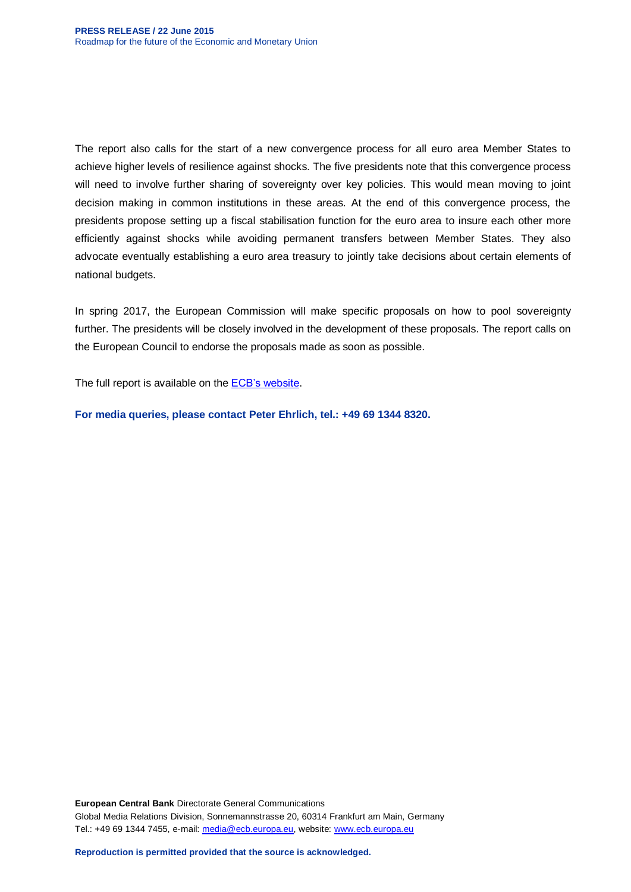The report also calls for the start of a new convergence process for all euro area Member States to achieve higher levels of resilience against shocks. The five presidents note that this convergence process will need to involve further sharing of sovereignty over key policies. This would mean moving to joint decision making in common institutions in these areas. At the end of this convergence process, the presidents propose setting up a fiscal stabilisation function for the euro area to insure each other more efficiently against shocks while avoiding permanent transfers between Member States. They also advocate eventually establishing a euro area treasury to jointly take decisions about certain elements of national budgets.

In spring 2017, the European Commission will make specific proposals on how to pool sovereignty further. The presidents will be closely involved in the development of these proposals. The report calls on the European Council to endorse the proposals made as soon as possible.

The full report is available on the ECB's website.

**For media queries, please contact Peter Ehrlich, tel.: +49 69 1344 8320.**

**European Central Bank** Directorate General Communications
Global Media Relations Division, Sonnemannstrasse 20, 60314 Frankfurt am Main, Germany
Tel.: +49 69 1344 7455, e-mail: media@ecb.europa.eu, website: www.ecb.europa.eu

**Reproduction is permitted provided that the source is acknowledged.**